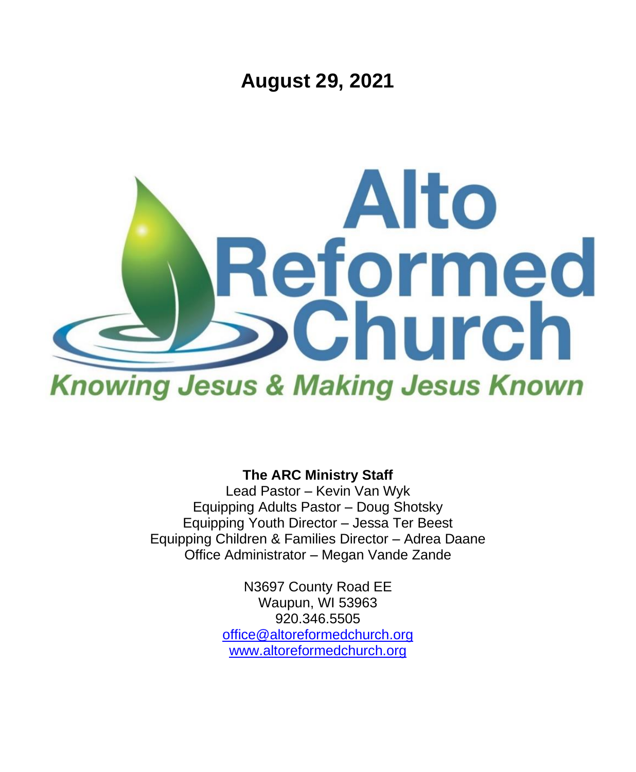# August 29, 2021

# Alto Reformed Church

*Knowing Jesus & Making Jesus Known*

**The ARC Ministry Staff**

Lead Pastor – Kevin Van Wyk
Equipping Adults Pastor – Doug Shotsky
Equipping Youth Director – Jessa Ter Beest
Equipping Children & Families Director – Adrea Daane
Office Administrator – Megan Vande Zande

N3697 County Road EE
Waupun, WI 53963
920.346.5505
office@altoreformedchurch.org
www.altoreformedchurch.org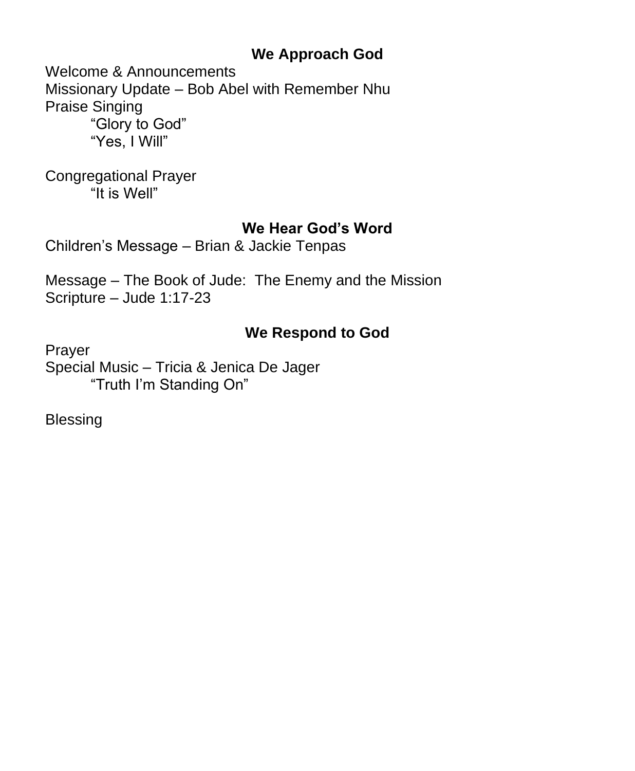## We Approach God

Welcome & Announcements
Missionary Update – Bob Abel with Remember Nhu
Praise Singing

“Glory to God”
“Yes, I Will”

Congregational Prayer

“It is Well”

## We Hear God’s Word

Children’s Message – Brian & Jackie Tenpas

Message – The Book of Jude:  The Enemy and the Mission
Scripture – Jude 1:17-23

## We Respond to God

Prayer
Special Music – Tricia & Jenica De Jager

“Truth I’m Standing On”

Blessing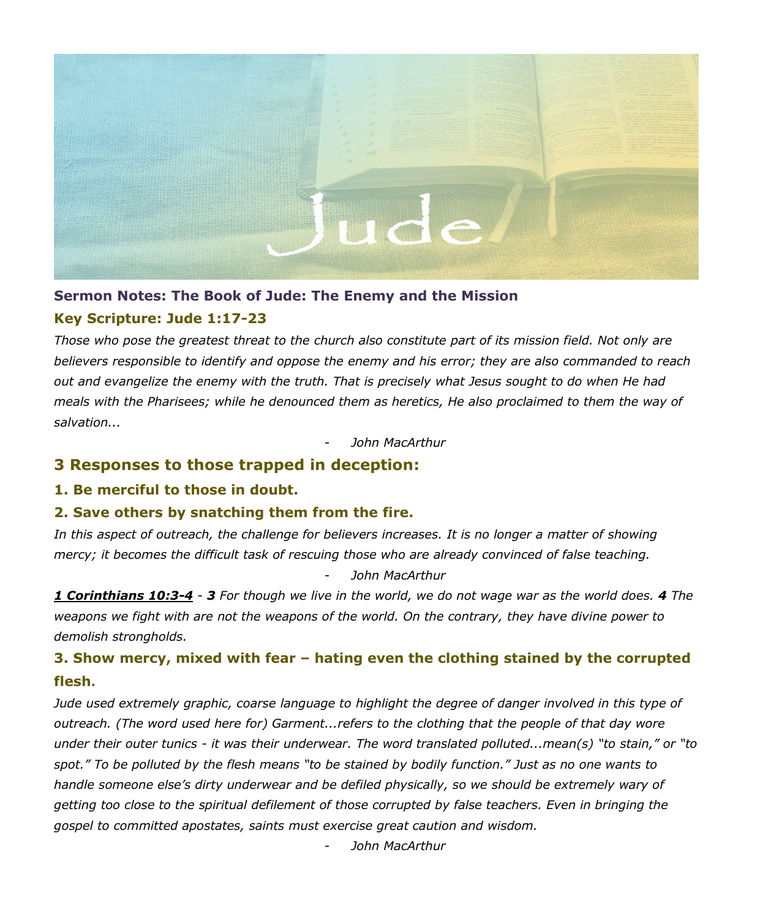**Sermon Notes: The Book of Jude: The Enemy and the Mission**

**Key Scripture: Jude 1:17-23**

*Those who pose the greatest threat to the church also constitute part of its mission field. Not only are believers responsible to identify and oppose the enemy and his error; they are also commanded to reach out and evangelize the enemy with the truth. That is precisely what Jesus sought to do when He had meals with the Pharisees; while he denounced them as heretics, He also proclaimed to them the way of salvation...*

- *John MacArthur*

## 3 Responses to those trapped in deception:

### 1. Be merciful to those in doubt.

### 2. Save others by snatching them from the fire.

*In this aspect of outreach, the challenge for believers increases. It is no longer a matter of showing mercy; it becomes the difficult task of rescuing those who are already convinced of false teaching.*

- *John MacArthur*

***1 Corinthians 10:3-4*** *- **3** For though we live in the world, we do not wage war as the world does. **4** The weapons we fight with are not the weapons of the world. On the contrary, they have divine power to demolish strongholds.*

### 3. Show mercy, mixed with fear – hating even the clothing stained by the corrupted flesh.

*Jude used extremely graphic, coarse language to highlight the degree of danger involved in this type of outreach. (The word used here for) Garment...refers to the clothing that the people of that day wore under their outer tunics - it was their underwear. The word translated polluted...mean(s) "to stain," or "to spot." To be polluted by the flesh means "to be stained by bodily function." Just as no one wants to handle someone else's dirty underwear and be defiled physically, so we should be extremely wary of getting too close to the spiritual defilement of those corrupted by false teachers. Even in bringing the gospel to committed apostates, saints must exercise great caution and wisdom.*

- *John MacArthur*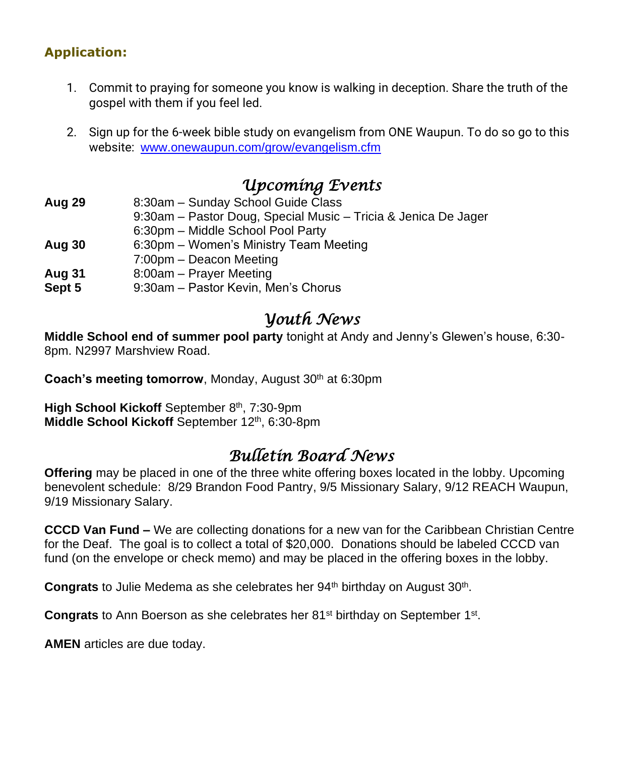**Application:**

1. Commit to praying for someone you know is walking in deception. Share the truth of the gospel with them if you feel led.

2. Sign up for the 6-week bible study on evangelism from ONE Waupun. To do so go to this website: www.onewaupun.com/grow/evangelism.cfm

## *Upcoming Events*

| | |
|---|---|
| **Aug 29** | 8:30am – Sunday School Guide Class |
| | 9:30am – Pastor Doug, Special Music – Tricia & Jenica De Jager |
| | 6:30pm – Middle School Pool Party |
| **Aug 30** | 6:30pm – Women's Ministry Team Meeting |
| | 7:00pm – Deacon Meeting |
| **Aug 31** | 8:00am – Prayer Meeting |
| **Sept 5** | 9:30am – Pastor Kevin, Men's Chorus |

## *Youth News*

**Middle School end of summer pool party** tonight at Andy and Jenny's Glewen's house, 6:30-8pm. N2997 Marshview Road.

**Coach's meeting tomorrow**, Monday, August 30th at 6:30pm

**High School Kickoff** September 8th, 7:30-9pm
**Middle School Kickoff** September 12th, 6:30-8pm

## *Bulletin Board News*

**Offering** may be placed in one of the three white offering boxes located in the lobby. Upcoming benevolent schedule: 8/29 Brandon Food Pantry, 9/5 Missionary Salary, 9/12 REACH Waupun, 9/19 Missionary Salary.

**CCCD Van Fund –** We are collecting donations for a new van for the Caribbean Christian Centre for the Deaf. The goal is to collect a total of $20,000. Donations should be labeled CCCD van fund (on the envelope or check memo) and may be placed in the offering boxes in the lobby.

**Congrats** to Julie Medema as she celebrates her 94th birthday on August 30th.

**Congrats** to Ann Boerson as she celebrates her 81st birthday on September 1st.

**AMEN** articles are due today.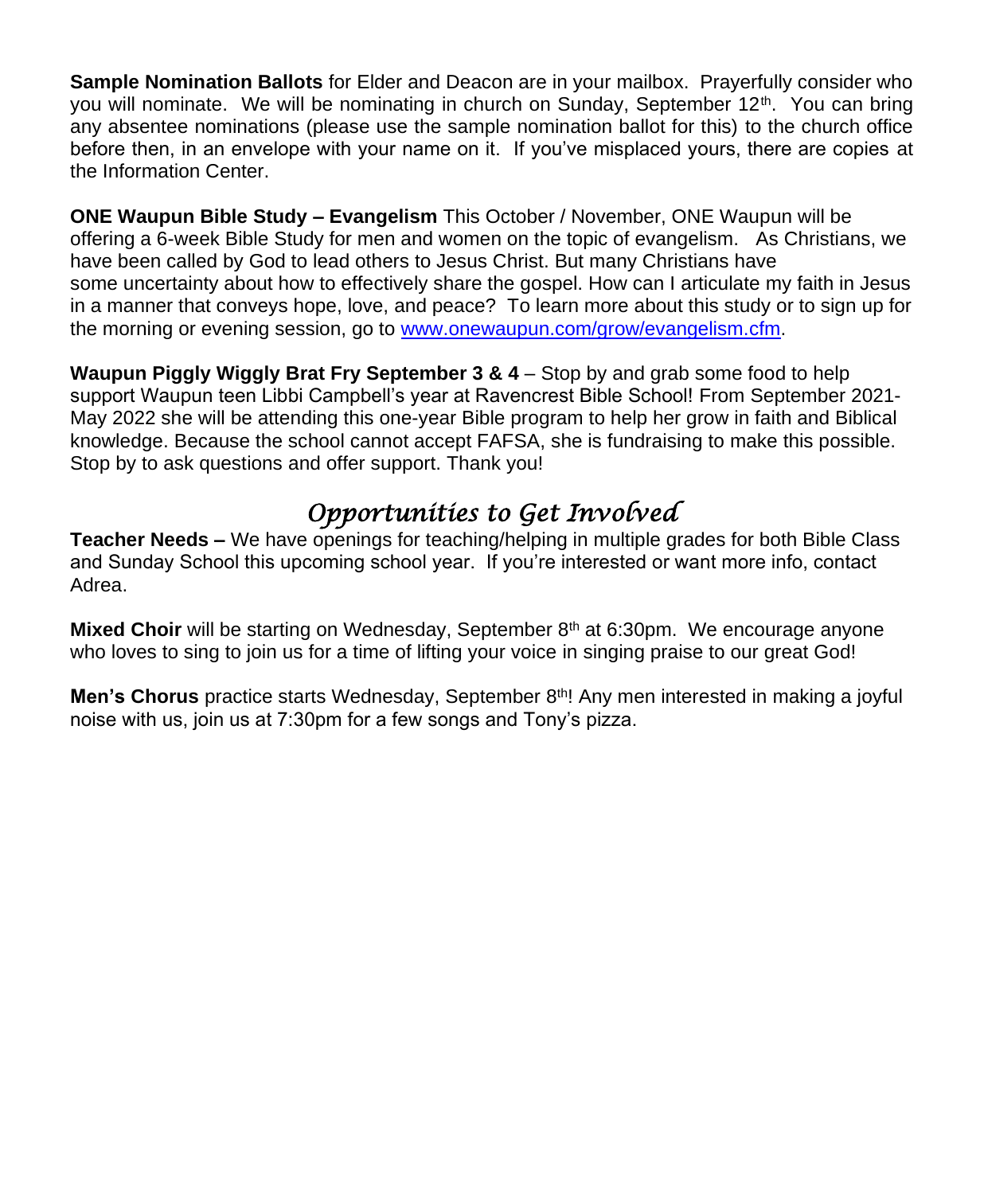**Sample Nomination Ballots** for Elder and Deacon are in your mailbox. Prayerfully consider who you will nominate. We will be nominating in church on Sunday, September 12th. You can bring any absentee nominations (please use the sample nomination ballot for this) to the church office before then, in an envelope with your name on it. If you've misplaced yours, there are copies at the Information Center.

**ONE Waupun Bible Study – Evangelism** This October / November, ONE Waupun will be offering a 6-week Bible Study for men and women on the topic of evangelism. As Christians, we have been called by God to lead others to Jesus Christ. But many Christians have some uncertainty about how to effectively share the gospel. How can I articulate my faith in Jesus in a manner that conveys hope, love, and peace? To learn more about this study or to sign up for the morning or evening session, go to [www.onewaupun.com/grow/evangelism.cfm](www.onewaupun.com/grow/evangelism.cfm).

**Waupun Piggly Wiggly Brat Fry September 3 & 4** – Stop by and grab some food to help support Waupun teen Libbi Campbell's year at Ravencrest Bible School! From September 2021-May 2022 she will be attending this one-year Bible program to help her grow in faith and Biblical knowledge. Because the school cannot accept FAFSA, she is fundraising to make this possible. Stop by to ask questions and offer support. Thank you!

## *Opportunities to Get Involved*

**Teacher Needs –** We have openings for teaching/helping in multiple grades for both Bible Class and Sunday School this upcoming school year. If you're interested or want more info, contact Adrea.

**Mixed Choir** will be starting on Wednesday, September 8th at 6:30pm. We encourage anyone who loves to sing to join us for a time of lifting your voice in singing praise to our great God!

**Men's Chorus** practice starts Wednesday, September 8th! Any men interested in making a joyful noise with us, join us at 7:30pm for a few songs and Tony's pizza.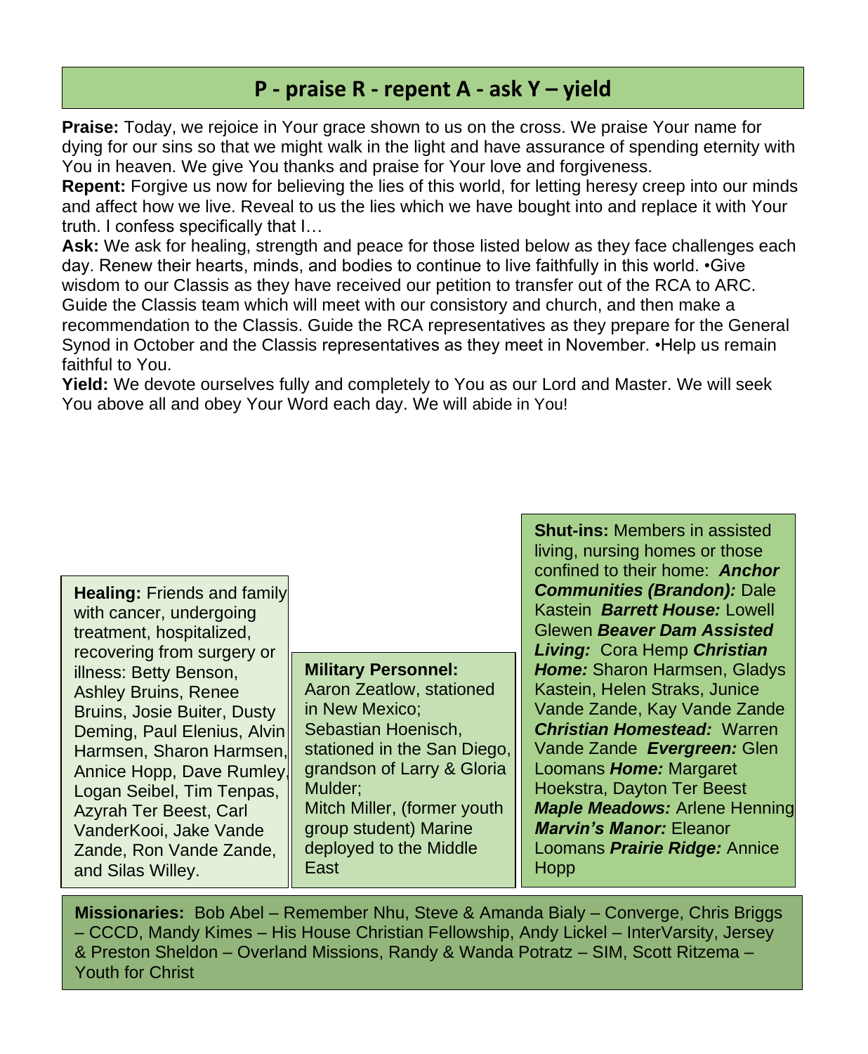## P - praise R - repent A - ask Y – yield

**Praise:** Today, we rejoice in Your grace shown to us on the cross. We praise Your name for dying for our sins so that we might walk in the light and have assurance of spending eternity with You in heaven. We give You thanks and praise for Your love and forgiveness.

**Repent:** Forgive us now for believing the lies of this world, for letting heresy creep into our minds and affect how we live. Reveal to us the lies which we have bought into and replace it with Your truth. I confess specifically that I…

**Ask:** We ask for healing, strength and peace for those listed below as they face challenges each day. Renew their hearts, minds, and bodies to continue to live faithfully in this world. •Give wisdom to our Classis as they have received our petition to transfer out of the RCA to ARC. Guide the Classis team which will meet with our consistory and church, and then make a recommendation to the Classis. Guide the RCA representatives as they prepare for the General Synod in October and the Classis representatives as they meet in November. •Help us remain faithful to You.

**Yield:** We devote ourselves fully and completely to You as our Lord and Master. We will seek You above all and obey Your Word each day. We will abide in You!

**Healing:** Friends and family with cancer, undergoing treatment, hospitalized, recovering from surgery or illness: Betty Benson, Ashley Bruins, Renee Bruins, Josie Buiter, Dusty Deming, Paul Elenius, Alvin Harmsen, Sharon Harmsen, Annice Hopp, Dave Rumley, Logan Seibel, Tim Tenpas, Azyrah Ter Beest, Carl VanderKooi, Jake Vande Zande, Ron Vande Zande, and Silas Willey.

**Military Personnel:** Aaron Zeatlow, stationed in New Mexico; Sebastian Hoenisch, stationed in the San Diego, grandson of Larry & Gloria Mulder; Mitch Miller, (former youth group student) Marine deployed to the Middle East

**Shut-ins:** Members in assisted living, nursing homes or those confined to their home: ***Anchor Communities (Brandon):*** Dale Kastein ***Barrett House:*** Lowell Glewen ***Beaver Dam Assisted Living:*** Cora Hemp ***Christian Home:*** Sharon Harmsen, Gladys Kastein, Helen Straks, Junice Vande Zande, Kay Vande Zande ***Christian Homestead:*** Warren Vande Zande ***Evergreen:*** Glen Loomans ***Home:*** Margaret Hoekstra, Dayton Ter Beest ***Maple Meadows:*** Arlene Henning ***Marvin's Manor:*** Eleanor Loomans ***Prairie Ridge:*** Annice Hopp

**Missionaries:** Bob Abel – Remember Nhu, Steve & Amanda Bialy – Converge, Chris Briggs – CCCD, Mandy Kimes – His House Christian Fellowship, Andy Lickel – InterVarsity, Jersey & Preston Sheldon – Overland Missions, Randy & Wanda Potratz – SIM, Scott Ritzema – Youth for Christ